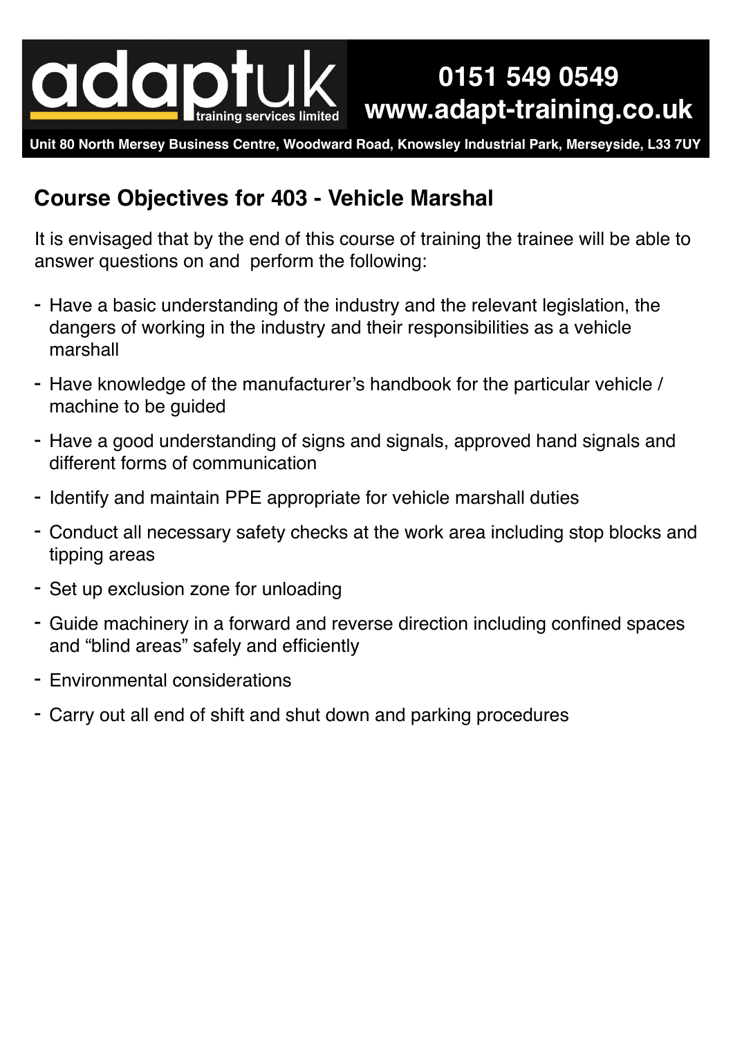adaptuk training services limited

0151 549 0549
www.adapt-training.co.uk

Unit 80 North Mersey Business Centre, Woodward Road, Knowsley Industrial Park, Merseyside, L33 7UY

## Course Objectives for 403 - Vehicle Marshal

It is envisaged that by the end of this course of training the trainee will be able to answer questions on and perform the following:

- Have a basic understanding of the industry and the relevant legislation, the dangers of working in the industry and their responsibilities as a vehicle marshall
- Have knowledge of the manufacturer's handbook for the particular vehicle / machine to be guided
- Have a good understanding of signs and signals, approved hand signals and different forms of communication
- Identify and maintain PPE appropriate for vehicle marshall duties
- Conduct all necessary safety checks at the work area including stop blocks and tipping areas
- Set up exclusion zone for unloading
- Guide machinery in a forward and reverse direction including confined spaces and "blind areas" safely and efficiently
- Environmental considerations
- Carry out all end of shift and shut down and parking procedures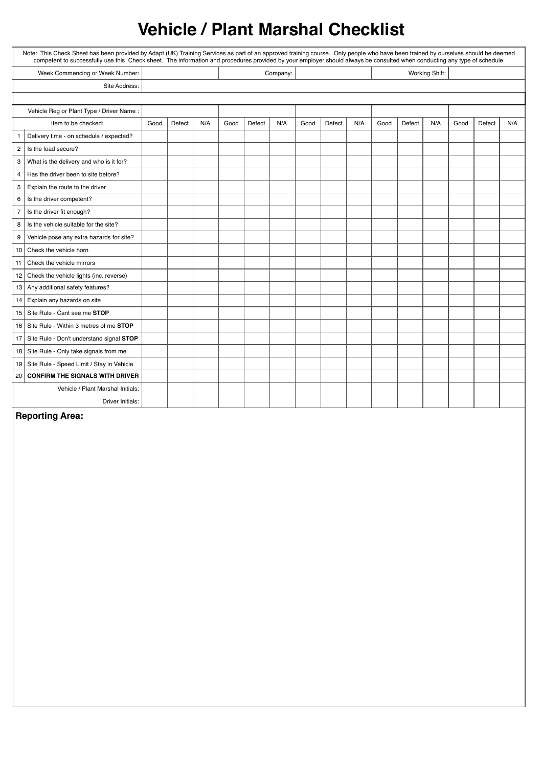# Vehicle / Plant Marshal Checklist

Note: This Check Sheet has been provided by Adapt (UK) Training Services as part of an approved training course. Only people who have been trained by ourselves should be deemed competent to successfully use this Check sheet. The information and procedures provided by your employer should always be consulted when conducting any type of schedule.

| | | | | | | | | | | | | | | | | |
|---|---|---|---|---|---|---|---|---|---|---|---|---|---|---|---|---|
| | Week Commencing or Week Number: | | | | | | Company: | | | | | | Working Shift: | | | |
| | Site Address: | | | | | | | | | | | | | | | |
| | | | | | | | | | | | | | | | | |
| | Vehicle Reg or Plant Type / Driver Name : | | | | | | | | | | | | | | | |
| | Item to be checked: | Good | Defect | N/A | Good | Defect | N/A | Good | Defect | N/A | Good | Defect | N/A | Good | Defect | N/A |
| 1 | Delivery time - on schedule / expected? | | | | | | | | | | | | | | | |
| 2 | Is the load secure? | | | | | | | | | | | | | | | |
| 3 | What is the delivery and who is it for? | | | | | | | | | | | | | | | |
| 4 | Has the driver been to site before? | | | | | | | | | | | | | | | |
| 5 | Explain the route to the driver | | | | | | | | | | | | | | | |
| 6 | Is the driver competent? | | | | | | | | | | | | | | | |
| 7 | Is the driver fit enough? | | | | | | | | | | | | | | | |
| 8 | Is the vehicle suitable for the site? | | | | | | | | | | | | | | | |
| 9 | Vehicle pose any extra hazards for site? | | | | | | | | | | | | | | | |
| 10 | Check the vehicle horn | | | | | | | | | | | | | | | |
| 11 | Check the vehicle mirrors | | | | | | | | | | | | | | | |
| 12 | Check the vehicle lights (inc. reverse) | | | | | | | | | | | | | | | |
| 13 | Any additional safety features? | | | | | | | | | | | | | | | |
| 14 | Explain any hazards on site | | | | | | | | | | | | | | | |
| 15 | Site Rule - Cant see me **STOP** | | | | | | | | | | | | | | | |
| 16 | Site Rule - Within 3 metres of me **STOP** | | | | | | | | | | | | | | | |
| 17 | Site Rule - Don't understand signal **STOP** | | | | | | | | | | | | | | | |
| 18 | Site Rule - Only take signals from me | | | | | | | | | | | | | | | |
| 19 | Site Rule - Speed Limit / Stay in Vehicle | | | | | | | | | | | | | | | |
| 20 | **CONFIRM THE SIGNALS WITH DRIVER** | | | | | | | | | | | | | | | |
| | Vehicle / Plant Marshal Initials: | | | | | | | | | | | | | | | |
| | Driver Initials: | | | | | | | | | | | | | | | |

**Reporting Area:**